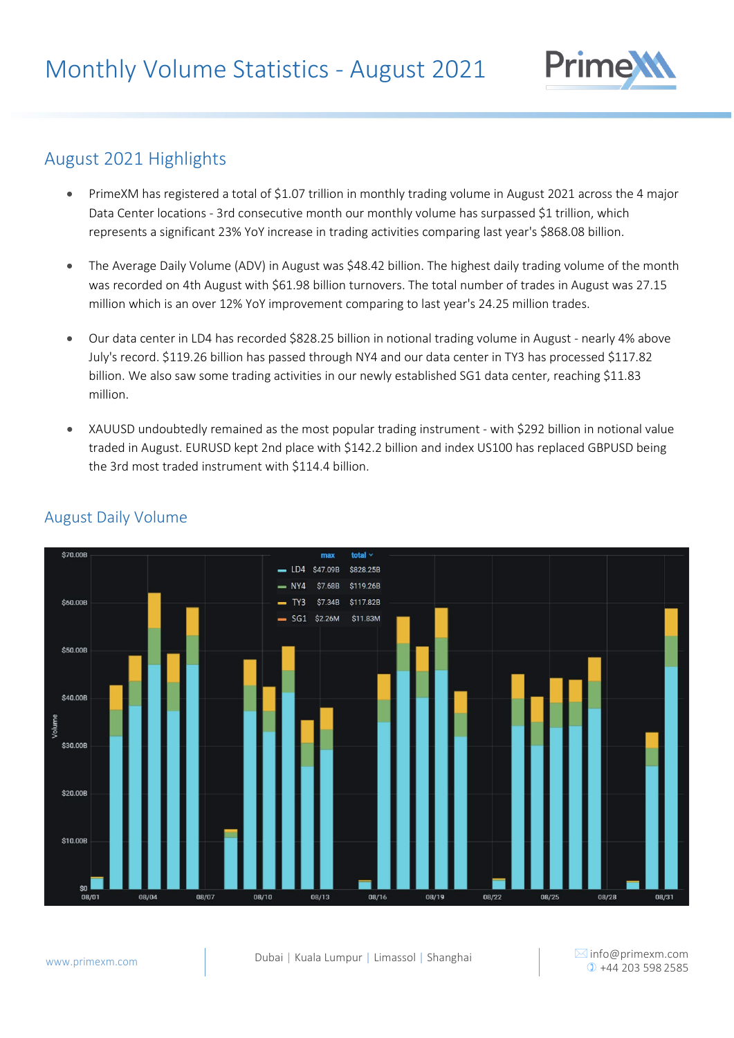# Monthly Volume Statistics - August 2021

## August 2021 Highlights

- PrimeXM has registered a total of $1.07 trillion in monthly trading volume in August 2021 across the 4 major Data Center locations - 3rd consecutive month our monthly volume has surpassed $1 trillion, which represents a significant 23% YoY increase in trading activities comparing last year's $868.08 billion.

- The Average Daily Volume (ADV) in August was $48.42 billion. The highest daily trading volume of the month was recorded on 4th August with $61.98 billion turnovers. The total number of trades in August was 27.15 million which is an over 12% YoY improvement comparing to last year's 24.25 million trades.

- Our data center in LD4 has recorded $828.25 billion in notional trading volume in August - nearly 4% above July's record. $119.26 billion has passed through NY4 and our data center in TY3 has processed $117.82 billion. We also saw some trading activities in our newly established SG1 data center, reaching $11.83 million.

- XAUUSD undoubtedly remained as the most popular trading instrument - with $292 billion in notional value traded in August. EURUSD kept 2nd place with $142.2 billion and index US100 has replaced GBPUSD being the 3rd most traded instrument with $114.4 billion.

## August Daily Volume

| | max | total |
|---|---|---|
| LD4 | $47.09B | $828.25B |
| NY4 | $7.68B | $119.26B |
| TY3 | $7.34B | $117.82B |
| SG1 | $2.26M | $11.83M |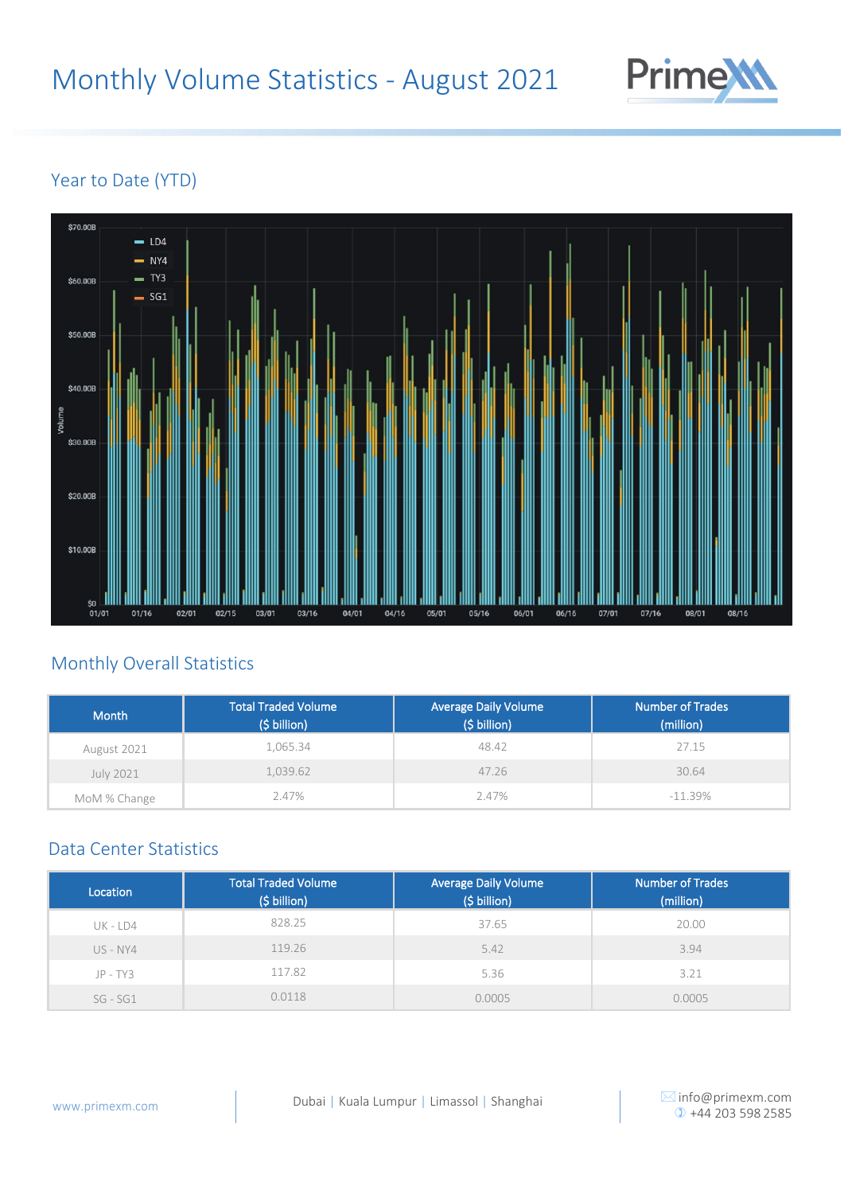# Monthly Volume Statistics - August 2021

## Year to Date (YTD)

## Monthly Overall Statistics

| Month | Total Traded Volume ($ billion) | Average Daily Volume ($ billion) | Number of Trades (million) |
|---|---|---|---|
| August 2021 | 1,065.34 | 48.42 | 27.15 |
| July 2021 | 1,039.62 | 47.26 | 30.64 |
| MoM % Change | 2.47% | 2.47% | -11.39% |

## Data Center Statistics

| Location | Total Traded Volume ($ billion) | Average Daily Volume ($ billion) | Number of Trades (million) |
|---|---|---|---|
| UK - LD4 | 828.25 | 37.65 | 20.00 |
| US - NY4 | 119.26 | 5.42 | 3.94 |
| JP - TY3 | 117.82 | 5.36 | 3.21 |
| SG - SG1 | 0.0118 | 0.0005 | 0.0005 |

www.primexm.com | Dubai | Kuala Lumpur | Limassol | Shanghai | info@primexm.com +44 203 598 2585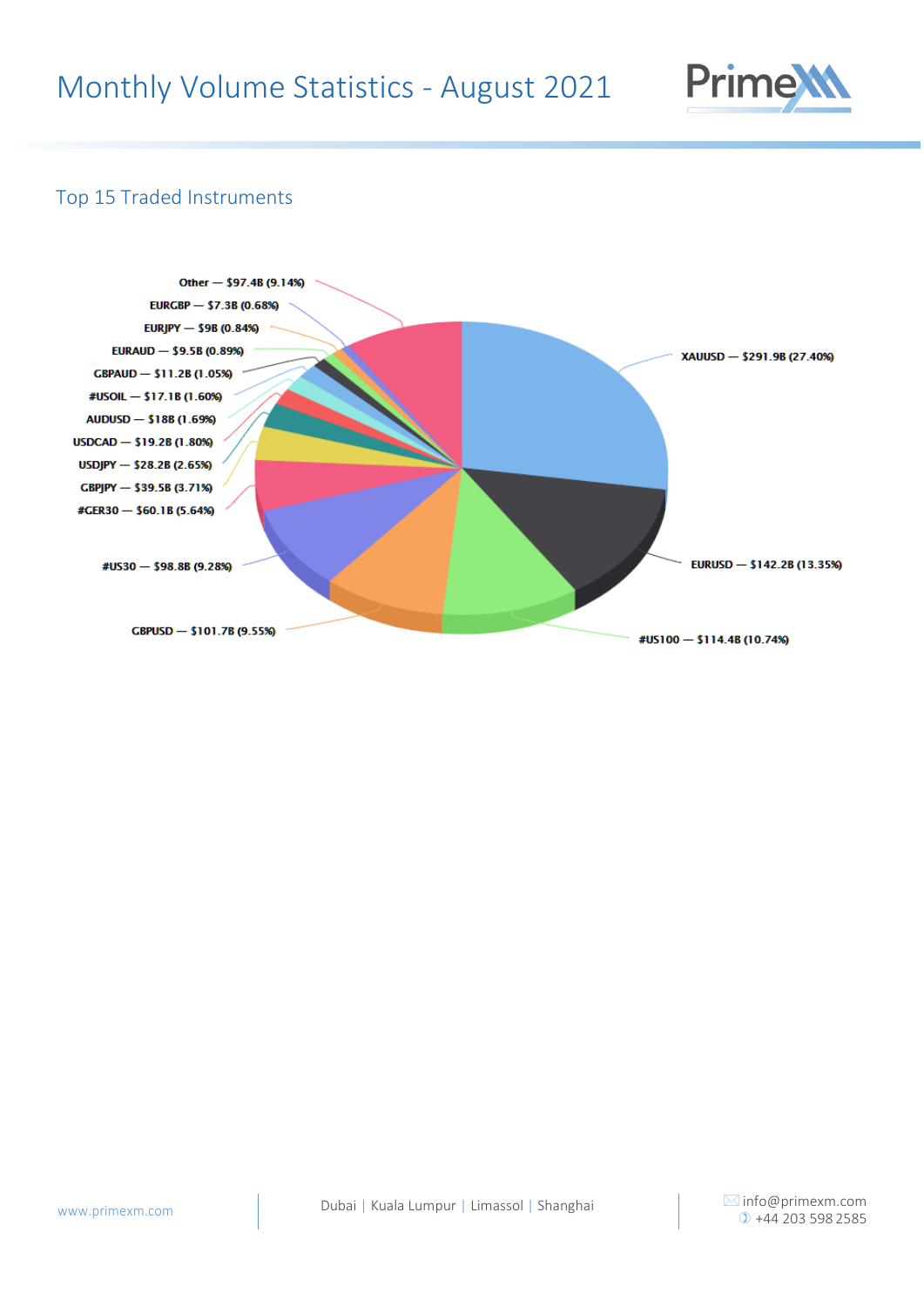# Monthly Volume Statistics - August 2021

## Top 15 Traded Instruments

Other — $97.4B (9.14%)
EURGBP — $7.3B (0.68%)
EURJPY — $9B (0.84%)
EURAUD — $9.5B (0.89%)
GBPAUD — $11.2B (1.05%)
#USOIL — $17.1B (1.60%)
AUDUSD — $18B (1.69%)
USDCAD — $19.2B (1.80%)
USDJPY — $28.2B (2.65%)
GBPJPY — $39.5B (3.71%)
#GER30 — $60.1B (5.64%)
#US30 — $98.8B (9.28%)
GBPUSD — $101.7B (9.55%)
XAUUSD — $291.9B (27.40%)
EURUSD — $142.2B (13.35%)
#US100 — $114.4B (10.74%)

www.primexm.com

Dubai | Kuala Lumpur | Limassol | Shanghai

info@primexm.com
+44 203 598 2585